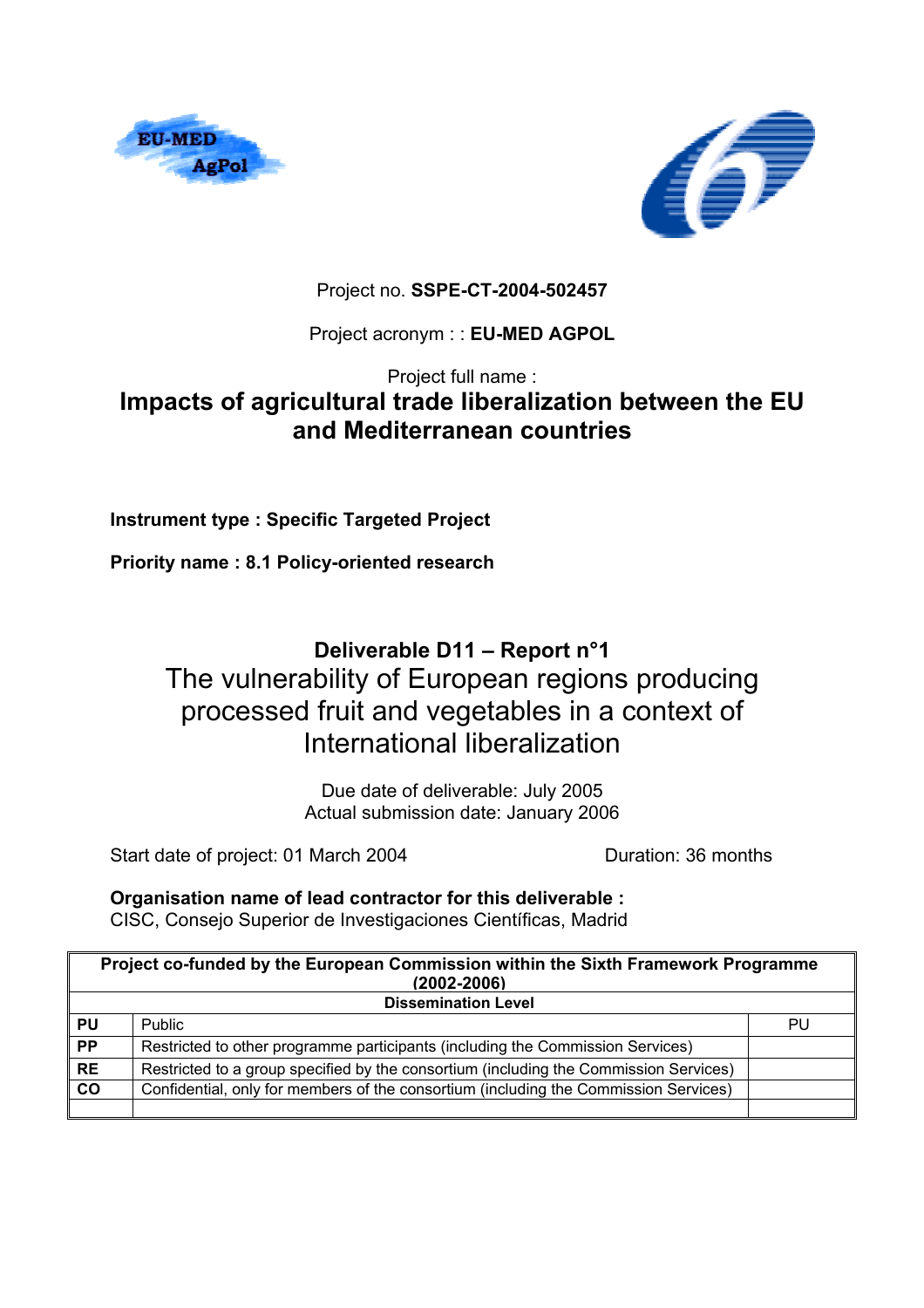Project no. **SSPE-CT-2004-502457**

Project acronym : : **EU-MED AGPOL**

Project full name :

# Impacts of agricultural trade liberalization between the EU and Mediterranean countries

**Instrument type : Specific Targeted Project**

**Priority name : 8.1 Policy-oriented research**

## Deliverable D11 – Report n°1

## The vulnerability of European regions producing processed fruit and vegetables in a context of International liberalization

Due date of deliverable: July 2005
Actual submission date: January 2006

Start date of project: 01 March 2004 — Duration: 36 months

**Organisation name of lead contractor for this deliverable :**
CISC, Consejo Superior de Investigaciones Científicas, Madrid

| Project co-funded by the European Commission within the Sixth Framework Programme (2002-2006) | | |
|---|---|---|
| **Dissemination Level** | | |
| **PU** | Public | PU |
| **PP** | Restricted to other programme participants (including the Commission Services) | |
| **RE** | Restricted to a group specified by the consortium (including the Commission Services) | |
| **CO** | Confidential, only for members of the consortium (including the Commission Services) | |
| | | |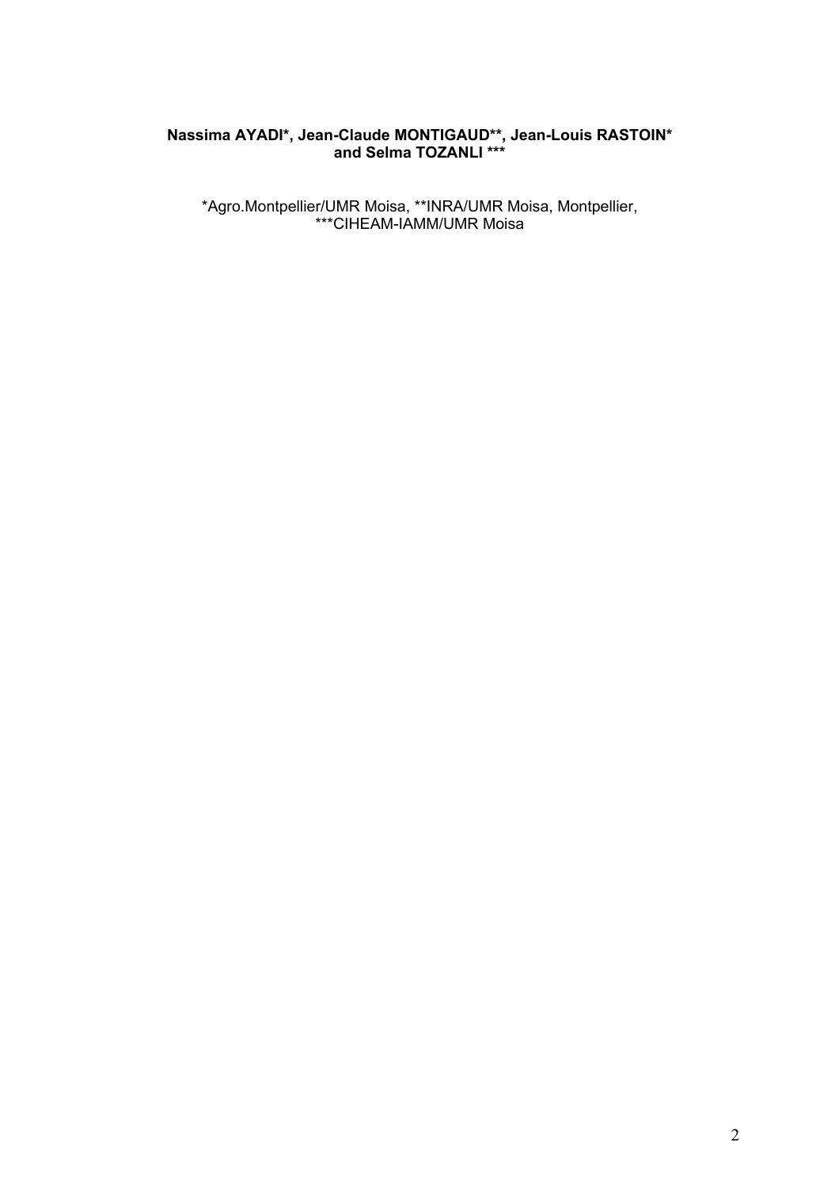**Nassima AYADI*, Jean-Claude MONTIGAUD**, Jean-Louis RASTOIN* and Selma TOZANLI *****

*Agro.Montpellier/UMR Moisa, **INRA/UMR Moisa, Montpellier, ***CIHEAM-IAMM/UMR Moisa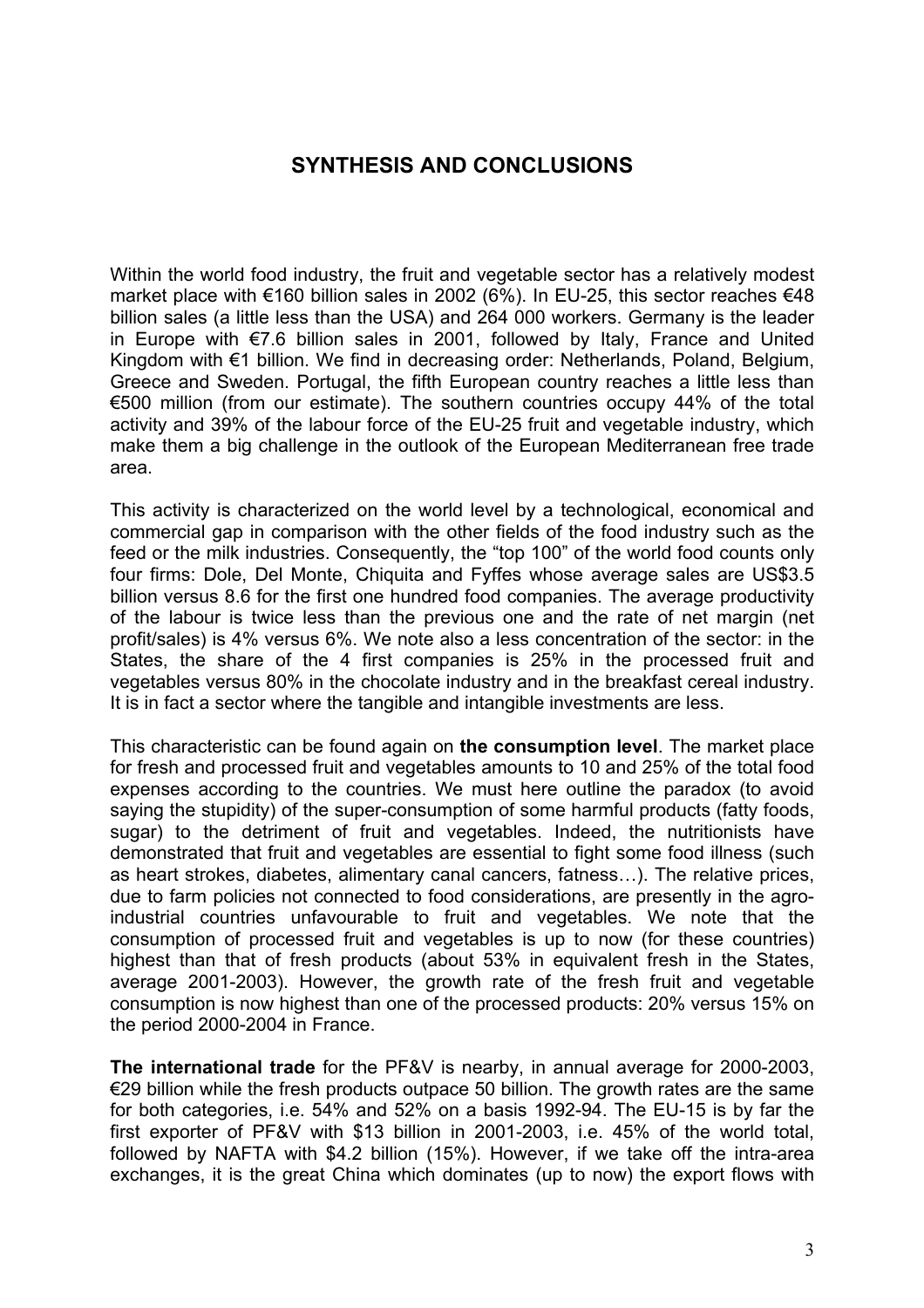# SYNTHESIS AND CONCLUSIONS

Within the world food industry, the fruit and vegetable sector has a relatively modest market place with €160 billion sales in 2002 (6%). In EU-25, this sector reaches €48 billion sales (a little less than the USA) and 264 000 workers. Germany is the leader in Europe with €7.6 billion sales in 2001, followed by Italy, France and United Kingdom with €1 billion. We find in decreasing order: Netherlands, Poland, Belgium, Greece and Sweden. Portugal, the fifth European country reaches a little less than €500 million (from our estimate). The southern countries occupy 44% of the total activity and 39% of the labour force of the EU-25 fruit and vegetable industry, which make them a big challenge in the outlook of the European Mediterranean free trade area.

This activity is characterized on the world level by a technological, economical and commercial gap in comparison with the other fields of the food industry such as the feed or the milk industries. Consequently, the "top 100" of the world food counts only four firms: Dole, Del Monte, Chiquita and Fyffes whose average sales are US$3.5 billion versus 8.6 for the first one hundred food companies. The average productivity of the labour is twice less than the previous one and the rate of net margin (net profit/sales) is 4% versus 6%. We note also a less concentration of the sector: in the States, the share of the 4 first companies is 25% in the processed fruit and vegetables versus 80% in the chocolate industry and in the breakfast cereal industry. It is in fact a sector where the tangible and intangible investments are less.

This characteristic can be found again on **the consumption level**. The market place for fresh and processed fruit and vegetables amounts to 10 and 25% of the total food expenses according to the countries. We must here outline the paradox (to avoid saying the stupidity) of the super-consumption of some harmful products (fatty foods, sugar) to the detriment of fruit and vegetables. Indeed, the nutritionists have demonstrated that fruit and vegetables are essential to fight some food illness (such as heart strokes, diabetes, alimentary canal cancers, fatness…). The relative prices, due to farm policies not connected to food considerations, are presently in the agro-industrial countries unfavourable to fruit and vegetables. We note that the consumption of processed fruit and vegetables is up to now (for these countries) highest than that of fresh products (about 53% in equivalent fresh in the States, average 2001-2003). However, the growth rate of the fresh fruit and vegetable consumption is now highest than one of the processed products: 20% versus 15% on the period 2000-2004 in France.

**The international trade** for the PF&V is nearby, in annual average for 2000-2003, €29 billion while the fresh products outpace 50 billion. The growth rates are the same for both categories, i.e. 54% and 52% on a basis 1992-94. The EU-15 is by far the first exporter of PF&V with $13 billion in 2001-2003, i.e. 45% of the world total, followed by NAFTA with $4.2 billion (15%). However, if we take off the intra-area exchanges, it is the great China which dominates (up to now) the export flows with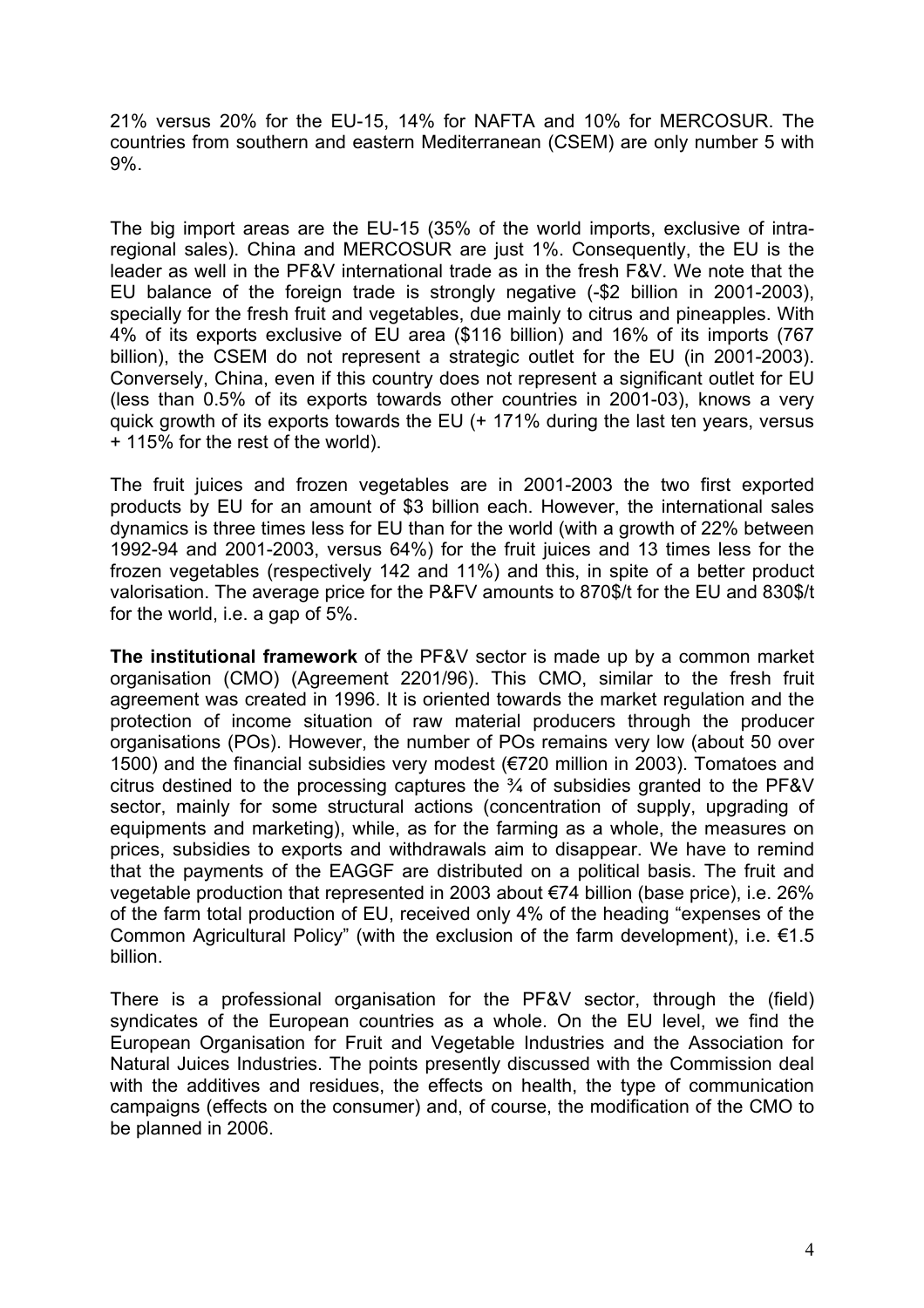21% versus 20% for the EU-15, 14% for NAFTA and 10% for MERCOSUR. The countries from southern and eastern Mediterranean (CSEM) are only number 5 with 9%.

The big import areas are the EU-15 (35% of the world imports, exclusive of intra-regional sales). China and MERCOSUR are just 1%. Consequently, the EU is the leader as well in the PF&V international trade as in the fresh F&V. We note that the EU balance of the foreign trade is strongly negative (-$2 billion in 2001-2003), specially for the fresh fruit and vegetables, due mainly to citrus and pineapples. With 4% of its exports exclusive of EU area ($116 billion) and 16% of its imports (767 billion), the CSEM do not represent a strategic outlet for the EU (in 2001-2003). Conversely, China, even if this country does not represent a significant outlet for EU (less than 0.5% of its exports towards other countries in 2001-03), knows a very quick growth of its exports towards the EU (+ 171% during the last ten years, versus + 115% for the rest of the world).

The fruit juices and frozen vegetables are in 2001-2003 the two first exported products by EU for an amount of $3 billion each. However, the international sales dynamics is three times less for EU than for the world (with a growth of 22% between 1992-94 and 2001-2003, versus 64%) for the fruit juices and 13 times less for the frozen vegetables (respectively 142 and 11%) and this, in spite of a better product valorisation. The average price for the P&FV amounts to 870$/t for the EU and 830$/t for the world, i.e. a gap of 5%.

**The institutional framework** of the PF&V sector is made up by a common market organisation (CMO) (Agreement 2201/96). This CMO, similar to the fresh fruit agreement was created in 1996. It is oriented towards the market regulation and the protection of income situation of raw material producers through the producer organisations (POs). However, the number of POs remains very low (about 50 over 1500) and the financial subsidies very modest (€720 million in 2003). Tomatoes and citrus destined to the processing captures the ¾ of subsidies granted to the PF&V sector, mainly for some structural actions (concentration of supply, upgrading of equipments and marketing), while, as for the farming as a whole, the measures on prices, subsidies to exports and withdrawals aim to disappear. We have to remind that the payments of the EAGGF are distributed on a political basis. The fruit and vegetable production that represented in 2003 about €74 billion (base price), i.e. 26% of the farm total production of EU, received only 4% of the heading "expenses of the Common Agricultural Policy" (with the exclusion of the farm development), i.e. €1.5 billion.

There is a professional organisation for the PF&V sector, through the (field) syndicates of the European countries as a whole. On the EU level, we find the European Organisation for Fruit and Vegetable Industries and the Association for Natural Juices Industries. The points presently discussed with the Commission deal with the additives and residues, the effects on health, the type of communication campaigns (effects on the consumer) and, of course, the modification of the CMO to be planned in 2006.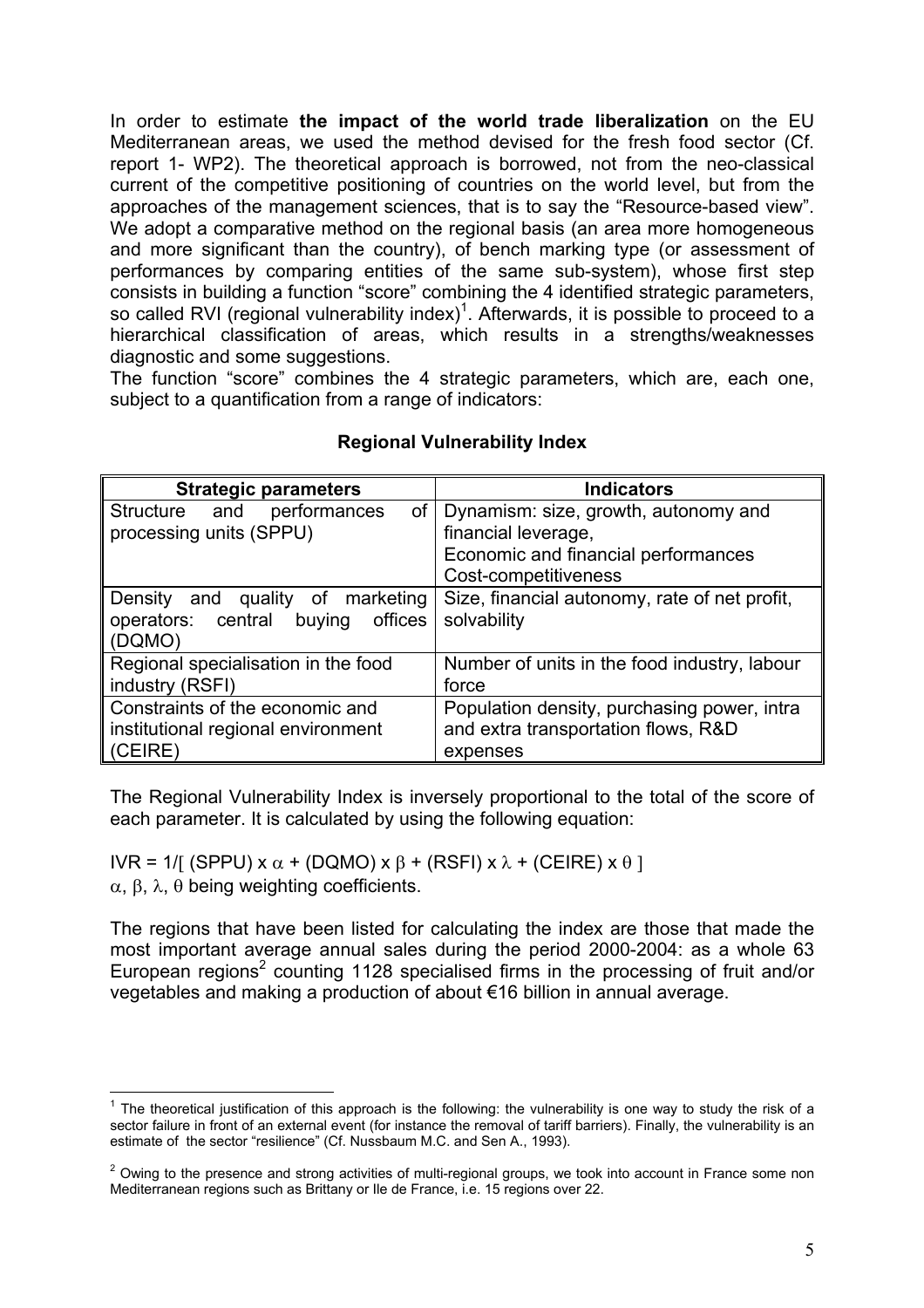In order to estimate **the impact of the world trade liberalization** on the EU Mediterranean areas, we used the method devised for the fresh food sector (Cf. report 1- WP2). The theoretical approach is borrowed, not from the neo-classical current of the competitive positioning of countries on the world level, but from the approaches of the management sciences, that is to say the "Resource-based view". We adopt a comparative method on the regional basis (an area more homogeneous and more significant than the country), of bench marking type (or assessment of performances by comparing entities of the same sub-system), whose first step consists in building a function "score" combining the 4 identified strategic parameters, so called RVI (regional vulnerability index)[1]. Afterwards, it is possible to proceed to a hierarchical classification of areas, which results in a strengths/weaknesses diagnostic and some suggestions.

The function "score" combines the 4 strategic parameters, which are, each one, subject to a quantification from a range of indicators:

**Regional Vulnerability Index**

| Strategic parameters | Indicators |
|---|---|
| Structure and performances of processing units (SPPU) | Dynamism: size, growth, autonomy and financial leverage, Economic and financial performances Cost-competitiveness |
| Density and quality of marketing operators: central buying offices (DQMO) | Size, financial autonomy, rate of net profit, solvability |
| Regional specialisation in the food industry (RSFI) | Number of units in the food industry, labour force |
| Constraints of the economic and institutional regional environment (CEIRE) | Population density, purchasing power, intra and extra transportation flows, R&D expenses |

The Regional Vulnerability Index is inversely proportional to the total of the score of each parameter. It is calculated by using the following equation:

$$IVR = 1/[\,(SPPU) \times \alpha + (DQMO) \times \beta + (RSFI) \times \lambda + (CEIRE) \times \theta\,]$$

$\alpha$, $\beta$, $\lambda$, $\theta$ being weighting coefficients.

The regions that have been listed for calculating the index are those that made the most important average annual sales during the period 2000-2004: as a whole 63 European regions[2] counting 1128 specialised firms in the processing of fruit and/or vegetables and making a production of about €16 billion in annual average.

---

[1] The theoretical justification of this approach is the following: the vulnerability is one way to study the risk of a sector failure in front of an external event (for instance the removal of tariff barriers). Finally, the vulnerability is an estimate of the sector "resilience" (Cf. Nussbaum M.C. and Sen A., 1993).

[2] Owing to the presence and strong activities of multi-regional groups, we took into account in France some non Mediterranean regions such as Brittany or Ile de France, i.e. 15 regions over 22.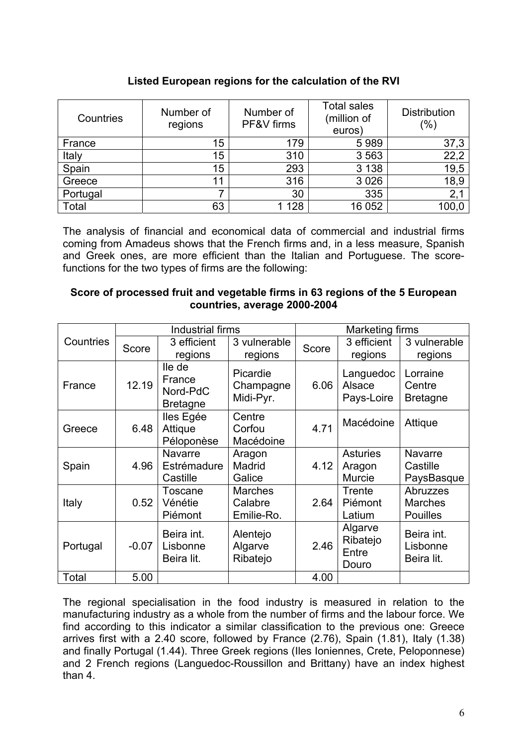**Listed European regions for the calculation of the RVI**

| Countries | Number of regions | Number of PF&V firms | Total sales (million of euros) | Distribution (%) |
|---|---|---|---|---|
| France | 15 | 179 | 5 989 | 37,3 |
| Italy | 15 | 310 | 3 563 | 22,2 |
| Spain | 15 | 293 | 3 138 | 19,5 |
| Greece | 11 | 316 | 3 026 | 18,9 |
| Portugal | 7 | 30 | 335 | 2,1 |
| Total | 63 | 1 128 | 16 052 | 100,0 |

The analysis of financial and economical data of commercial and industrial firms coming from Amadeus shows that the French firms and, in a less measure, Spanish and Greek ones, are more efficient than the Italian and Portuguese. The score-functions for the two types of firms are the following:

**Score of processed fruit and vegetable firms in 63 regions of the 5 European countries, average 2000-2004**

| Countries | Industrial firms | | | Marketing firms | | |
|---|---|---|---|---|---|---|
| | Score | 3 efficient regions | 3 vulnerable regions | Score | 3 efficient regions | 3 vulnerable regions |
| France | 12.19 | Ile de France Nord-PdC Bretagne | Picardie Champagne Midi-Pyr. | 6.06 | Languedoc Alsace Pays-Loire | Lorraine Centre Bretagne |
| Greece | 6.48 | Iles Egée Attique Péloponèse | Centre Corfou Macédoine | 4.71 | Macédoine | Attique |
| Spain | 4.96 | Navarre Estrémadure Castille | Aragon Madrid Galice | 4.12 | Asturies Aragon Murcie | Navarre Castille PaysBasque |
| Italy | 0.52 | Toscane Vénétie Piémont | Marches Calabre Emilie-Ro. | 2.64 | Trente Piémont Latium | Abruzzes Marches Pouilles |
| Portugal | -0.07 | Beira int. Lisbonne Beira lit. | Alentejo Algarve Ribatejo | 2.46 | Algarve Ribatejo Entre Douro | Beira int. Lisbonne Beira lit. |
| Total | 5.00 | | | 4.00 | | |

The regional specialisation in the food industry is measured in relation to the manufacturing industry as a whole from the number of firms and the labour force. We find according to this indicator a similar classification to the previous one: Greece arrives first with a 2.40 score, followed by France (2.76), Spain (1.81), Italy (1.38) and finally Portugal (1.44). Three Greek regions (Iles Ioniennes, Crete, Peloponnese) and 2 French regions (Languedoc-Roussillon and Brittany) have an index highest than 4.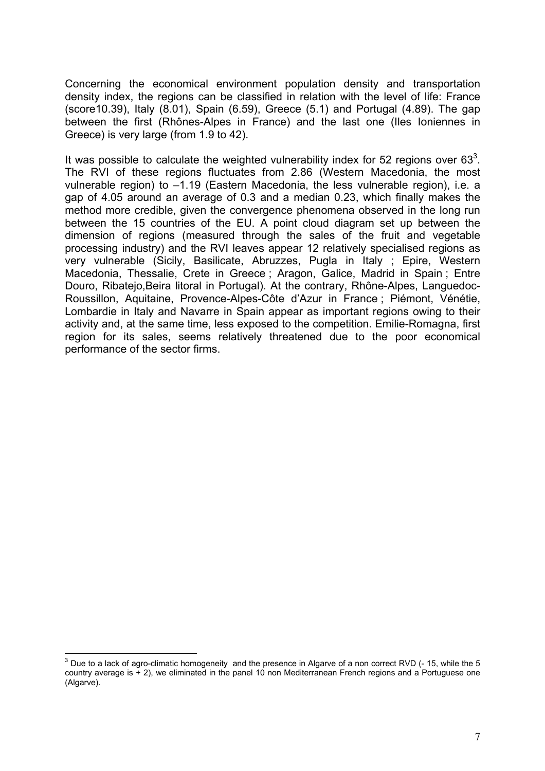Concerning the economical environment population density and transportation density index, the regions can be classified in relation with the level of life: France (score10.39), Italy (8.01), Spain (6.59), Greece (5.1) and Portugal (4.89). The gap between the first (Rhônes-Alpes in France) and the last one (Iles Ioniennes in Greece) is very large (from 1.9 to 42).

It was possible to calculate the weighted vulnerability index for 52 regions over 63[3]. The RVI of these regions fluctuates from 2.86 (Western Macedonia, the most vulnerable region) to –1.19 (Eastern Macedonia, the less vulnerable region), i.e. a gap of 4.05 around an average of 0.3 and a median 0.23, which finally makes the method more credible, given the convergence phenomena observed in the long run between the 15 countries of the EU. A point cloud diagram set up between the dimension of regions (measured through the sales of the fruit and vegetable processing industry) and the RVI leaves appear 12 relatively specialised regions as very vulnerable (Sicily, Basilicate, Abruzzes, Pugla in Italy ; Epire, Western Macedonia, Thessalie, Crete in Greece ; Aragon, Galice, Madrid in Spain ; Entre Douro, Ribatejo,Beira litoral in Portugal). At the contrary, Rhône-Alpes, Languedoc-Roussillon, Aquitaine, Provence-Alpes-Côte d'Azur in France ; Piémont, Vénétie, Lombardie in Italy and Navarre in Spain appear as important regions owing to their activity and, at the same time, less exposed to the competition. Emilie-Romagna, first region for its sales, seems relatively threatened due to the poor economical performance of the sector firms.

---

[3] Due to a lack of agro-climatic homogeneity and the presence in Algarve of a non correct RVD (- 15, while the 5 country average is + 2), we eliminated in the panel 10 non Mediterranean French regions and a Portuguese one (Algarve).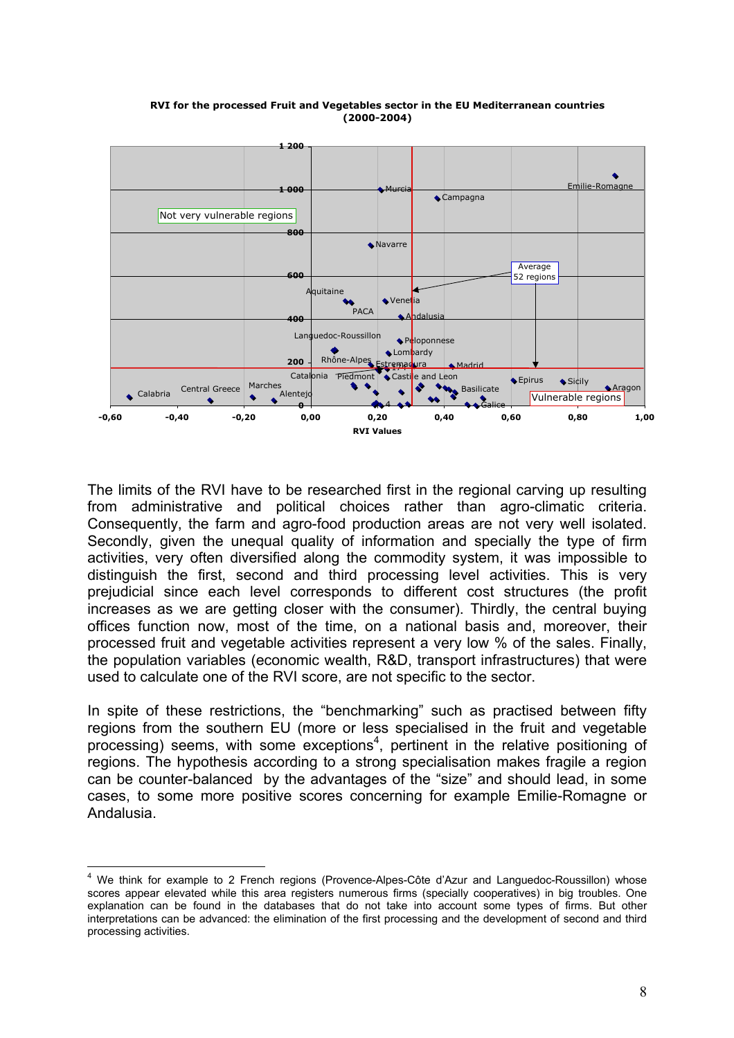**RVI for the processed Fruit and Vegetables sector in the EU Mediterranean countries (2000-2004)**

The limits of the RVI have to be researched first in the regional carving up resulting from administrative and political choices rather than agro-climatic criteria. Consequently, the farm and agro-food production areas are not very well isolated. Secondly, given the unequal quality of information and specially the type of firm activities, very often diversified along the commodity system, it was impossible to distinguish the first, second and third processing level activities. This is very prejudicial since each level corresponds to different cost structures (the profit increases as we are getting closer with the consumer). Thirdly, the central buying offices function now, most of the time, on a national basis and, moreover, their processed fruit and vegetable activities represent a very low % of the sales. Finally, the population variables (economic wealth, R&D, transport infrastructures) that were used to calculate one of the RVI score, are not specific to the sector.

In spite of these restrictions, the "benchmarking" such as practised between fifty regions from the southern EU (more or less specialised in the fruit and vegetable processing) seems, with some exceptions[4], pertinent in the relative positioning of regions. The hypothesis according to a strong specialisation makes fragile a region can be counter-balanced by the advantages of the "size" and should lead, in some cases, to some more positive scores concerning for example Emilie-Romagne or Andalusia.

---

[4] We think for example to 2 French regions (Provence-Alpes-Côte d'Azur and Languedoc-Roussillon) whose scores appear elevated while this area registers numerous firms (specially cooperatives) in big troubles. One explanation can be found in the databases that do not take into account some types of firms. But other interpretations can be advanced: the elimination of the first processing and the development of second and third processing activities.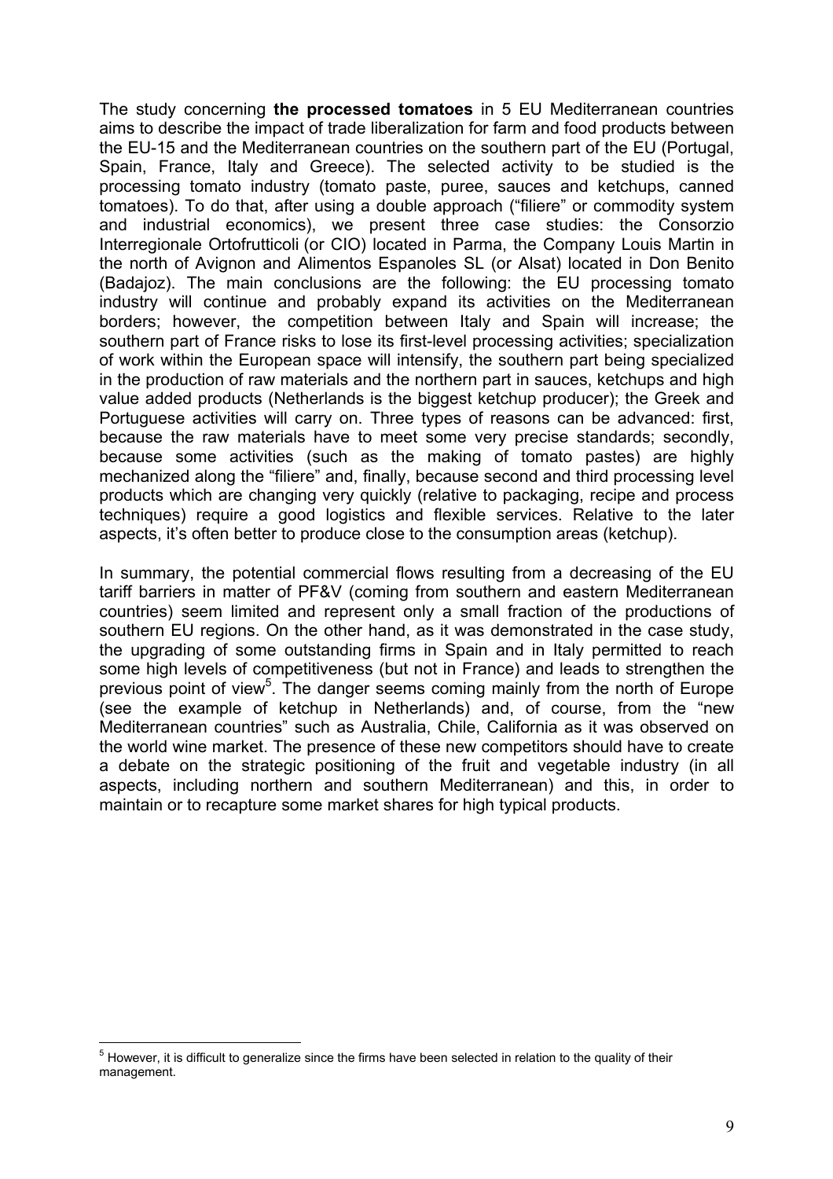The study concerning **the processed tomatoes** in 5 EU Mediterranean countries aims to describe the impact of trade liberalization for farm and food products between the EU-15 and the Mediterranean countries on the southern part of the EU (Portugal, Spain, France, Italy and Greece). The selected activity to be studied is the processing tomato industry (tomato paste, puree, sauces and ketchups, canned tomatoes). To do that, after using a double approach ("filiere" or commodity system and industrial economics), we present three case studies: the Consorzio Interregionale Ortofrutticoli (or CIO) located in Parma, the Company Louis Martin in the north of Avignon and Alimentos Espanoles SL (or Alsat) located in Don Benito (Badajoz). The main conclusions are the following: the EU processing tomato industry will continue and probably expand its activities on the Mediterranean borders; however, the competition between Italy and Spain will increase; the southern part of France risks to lose its first-level processing activities; specialization of work within the European space will intensify, the southern part being specialized in the production of raw materials and the northern part in sauces, ketchups and high value added products (Netherlands is the biggest ketchup producer); the Greek and Portuguese activities will carry on. Three types of reasons can be advanced: first, because the raw materials have to meet some very precise standards; secondly, because some activities (such as the making of tomato pastes) are highly mechanized along the "filiere" and, finally, because second and third processing level products which are changing very quickly (relative to packaging, recipe and process techniques) require a good logistics and flexible services. Relative to the later aspects, it's often better to produce close to the consumption areas (ketchup).

In summary, the potential commercial flows resulting from a decreasing of the EU tariff barriers in matter of PF&V (coming from southern and eastern Mediterranean countries) seem limited and represent only a small fraction of the productions of southern EU regions. On the other hand, as it was demonstrated in the case study, the upgrading of some outstanding firms in Spain and in Italy permitted to reach some high levels of competitiveness (but not in France) and leads to strengthen the previous point of view[5]. The danger seems coming mainly from the north of Europe (see the example of ketchup in Netherlands) and, of course, from the "new Mediterranean countries" such as Australia, Chile, California as it was observed on the world wine market. The presence of these new competitors should have to create a debate on the strategic positioning of the fruit and vegetable industry (in all aspects, including northern and southern Mediterranean) and this, in order to maintain or to recapture some market shares for high typical products.

[5] However, it is difficult to generalize since the firms have been selected in relation to the quality of their management.